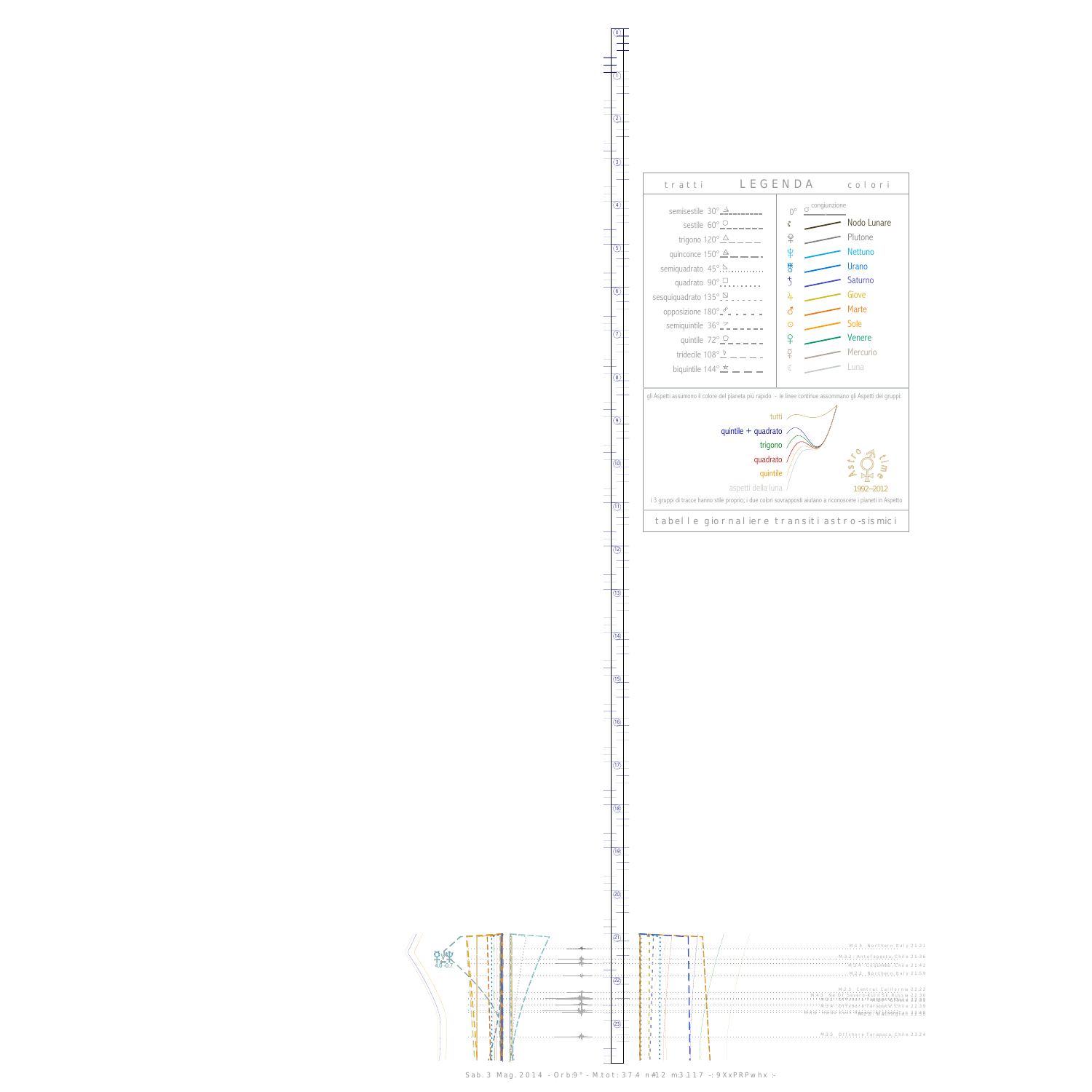## LEGENDA

| tratti | colori |
|---|---|
| semisestile 30° | 0° congiunzione |
| sestile 60° | Nodo Lunare |
| trigono 120° | Plutone |
| quinconce 150° | Nettuno |
| semiquadrato 45° | Urano |
| quadrato 90° | Saturno |
| sesquiquadrato 135° | Giove |
| opposizione 180° | Marte |
| semiquintile 36° | Sole |
| quintile 72° | Venere |
| tridecile 108° | Mercurio |
| biquintile 144° | Luna |

gli Aspetti assumono il colore del pianeta più rapido - le linee continue assommano gli Aspetti dei gruppi:

- tutti
- quintile + quadrato
- trigono
- quadrato
- quintile
- aspetti della luna

Astro time 1992–2012

i 3 gruppi di tracce hanno stile proprio; i due colori sovrapposti aiutano a riconoscere i pianeti in Aspetto

tabelle giornaliere transiti astro-sismici

4.8 -0.7

M 1.9 Northern Italy 21:21
M 3.2 Antofagasta, Chile 21:36
M 3.4 Coquimbo, Chile 21:42
M 2.2 Northern Italy 21:59
M 2.3 Central California 22:22
M 4.1 Kuril'sk, Russia 22:30
M 3.5 Offshore Tarapaca, Chile 22:39
M 5.5 Offshore Tarapaca, Chile 23:24

Sab. 3 Mag. 2014 - Orb:9° - M.tot: 37.4 n#12 m:3.117 -: 9XxPRPwhx :-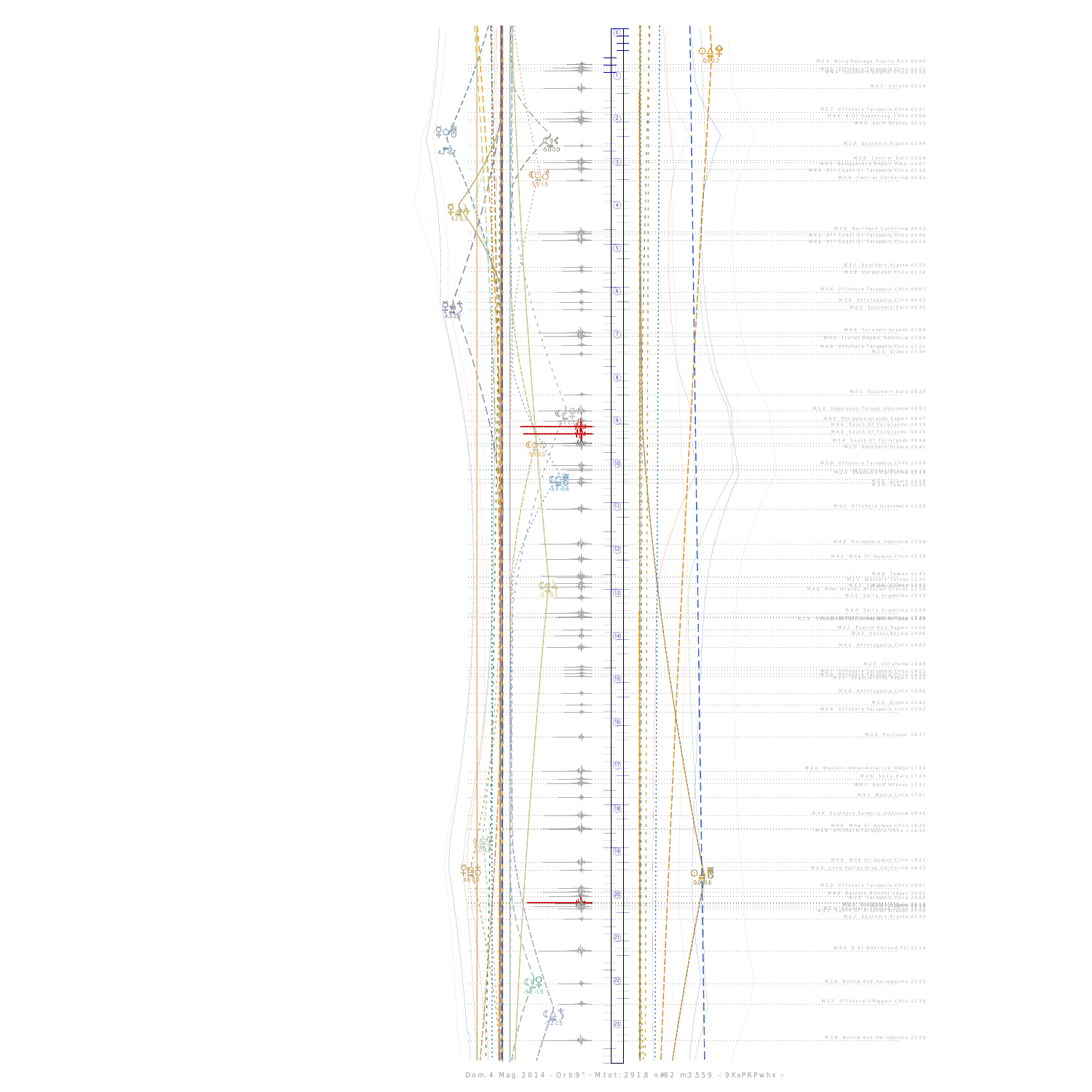M 2.3 Mona Passage, Puerto Rico 00:50
M 3.4 Southern Qinghai, China 00:50

M 3.7 Iceland 01:24

M 2.7 Offshore Tarapaca, Chile 01:57
M 4.4 N Of Guangdong, China 02:06
M 4.0 Kuril Islands 02:10

M 2.6 Southern Alaska 02:44

M 2.0 Central Italy 03:04
M 4.3 Bougainville Region, P.N.G. 03:07
M 4.4 Off Coast Of Tarapaca, Chile 03:16
M 2.4 Central California 03:32

M 2.6 Northern California 04:43
M 5.0 Off Coast Of Tarapaca, Chile 04:46
M 4.6 Off Coast Of Tarapaca, Chile 04:55

M 2.7 Southern Alaska 05:33
M 3.8 Valparaiso, Chile 05:38

M 3.4 Offshore Tarapaca, Chile 06:07
M 3.0 Antofagasta, Chile 06:22
M 2.2 Southern Italy 06:32

M 4.3 Solomon Islands 07:04
M 4.5 Flores Region, Indonesia 07:09
M 2.6 Offshore Tarapaca, Chile 07:21
M 2.3 Greece 07:34

M 2.1 Southern Italy 08:30

M 5.0 Kepulauan Talaud, Indonesia 08:53
M 4.5 Philippine Islands Region 09:07
M 6.6 South Of Fiji Islands 09:15
M 4.3 South Of Fiji Islands 09:25
M 5.4 South Of Fiji Islands 09:38
M 2.2 Southern Greece 09:41

M 3.8 Offshore Tarapaca, Chile 10:09
M 4.3 Taiwan 10:28
M 5.9 Taiwan 10:35

M 4.2 Offshore Guatemala 11:09

M 4.8 Halmahera, Indonesia 11:58

M 4.2 Wnw Of Iquique, Chile 12:19

M 4.8 Taiwan 12:43
M 2.1 Western Turkey 12:45
M 4.8 Near Islands, Aleutian Islands 12:58
M 3.5 Salta, Argentina 13:13

M 4.4 Salta, Argentina 13:34

M 2.7 Puerto Rico Region 13:58
M 3.5 Potosi, Bolivia 14:06

M 4.1 Antofagasta, Chile 14:22

M 2.5 Oklahoma 14:49
M 2.7 Offshore Tarapaca, Chile 14:53

M 2.8 Antofagasta, Chile 15:26

M 2.0 Greece 15:42
M 2.6 Offshore Tarapaca, Chile 15:52

M 2.5 Portugal 16:27

M 4.6 Western Indian-Antarctic Ridge 17:14
M 2.6 Sicily, Italy 17:25
M 4.1 Kuril Islands 17:31

M 3.1 Maule, Chile 17:51

M 4.4 Southern Sumatra, Indonesia 18:16

M 4.6 Wnw Of Iquique, Chile 18:34

M 4.6 Wnw Of Iquique, Chile 19:21
M 2.0 Long Valley Area, California 19:32

M 3.2 Offshore Tarapaca, Chile 19:57
M 4.8 Eastern Honshu, Japan 20:02
M 2.6 Tarapaca, Chile 20:08
M 3.7 Southern Alaska 20:40

M 4.9 S Of Ndoi Island, Fiji 21:24

M 2.6 Bosnia And Herzegovina 22:10

M 3.2 Offshore O'Higgins, Chile 22:38

M 3.9 Bosnia And Herzegovina 23:29

Dom. 4 Mag. 2014 - Orb:9° - M.tot: 291.8 n#82 m3.559 -: 9XxPRPwhx :-